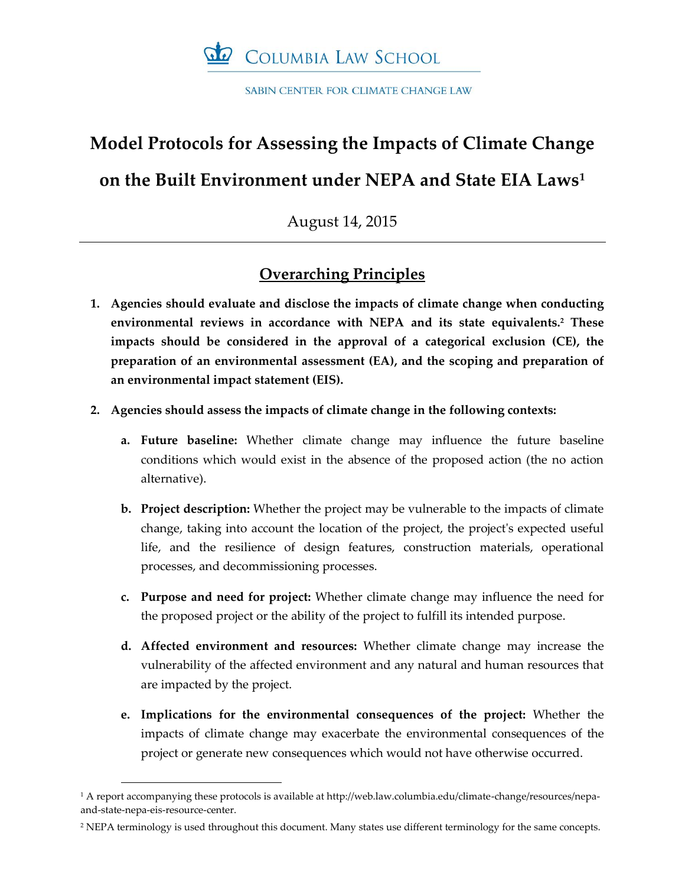COLUMBIA LAW SCHOOL

SABIN CENTER FOR CLIMATE CHANGE LAW

# Model Protocols for Assessing the Impacts of Climate Change on the Built Environment under NEPA and State EIA Laws[1]

August 14, 2015

---

## Overarching Principles

1. **Agencies should evaluate and disclose the impacts of climate change when conducting environmental reviews in accordance with NEPA and its state equivalents.[2] These impacts should be considered in the approval of a categorical exclusion (CE), the preparation of an environmental assessment (EA), and the scoping and preparation of an environmental impact statement (EIS).**

2. **Agencies should assess the impacts of climate change in the following contexts:**

   a. **Future baseline:** Whether climate change may influence the future baseline conditions which would exist in the absence of the proposed action (the no action alternative).

   b. **Project description:** Whether the project may be vulnerable to the impacts of climate change, taking into account the location of the project, the project's expected useful life, and the resilience of design features, construction materials, operational processes, and decommissioning processes.

   c. **Purpose and need for project:** Whether climate change may influence the need for the proposed project or the ability of the project to fulfill its intended purpose.

   d. **Affected environment and resources:** Whether climate change may increase the vulnerability of the affected environment and any natural and human resources that are impacted by the project.

   e. **Implications for the environmental consequences of the project:** Whether the impacts of climate change may exacerbate the environmental consequences of the project or generate new consequences which would not have otherwise occurred.

---

[1] A report accompanying these protocols is available at http://web.law.columbia.edu/climate-change/resources/nepa-and-state-nepa-eis-resource-center.

[2] NEPA terminology is used throughout this document. Many states use different terminology for the same concepts.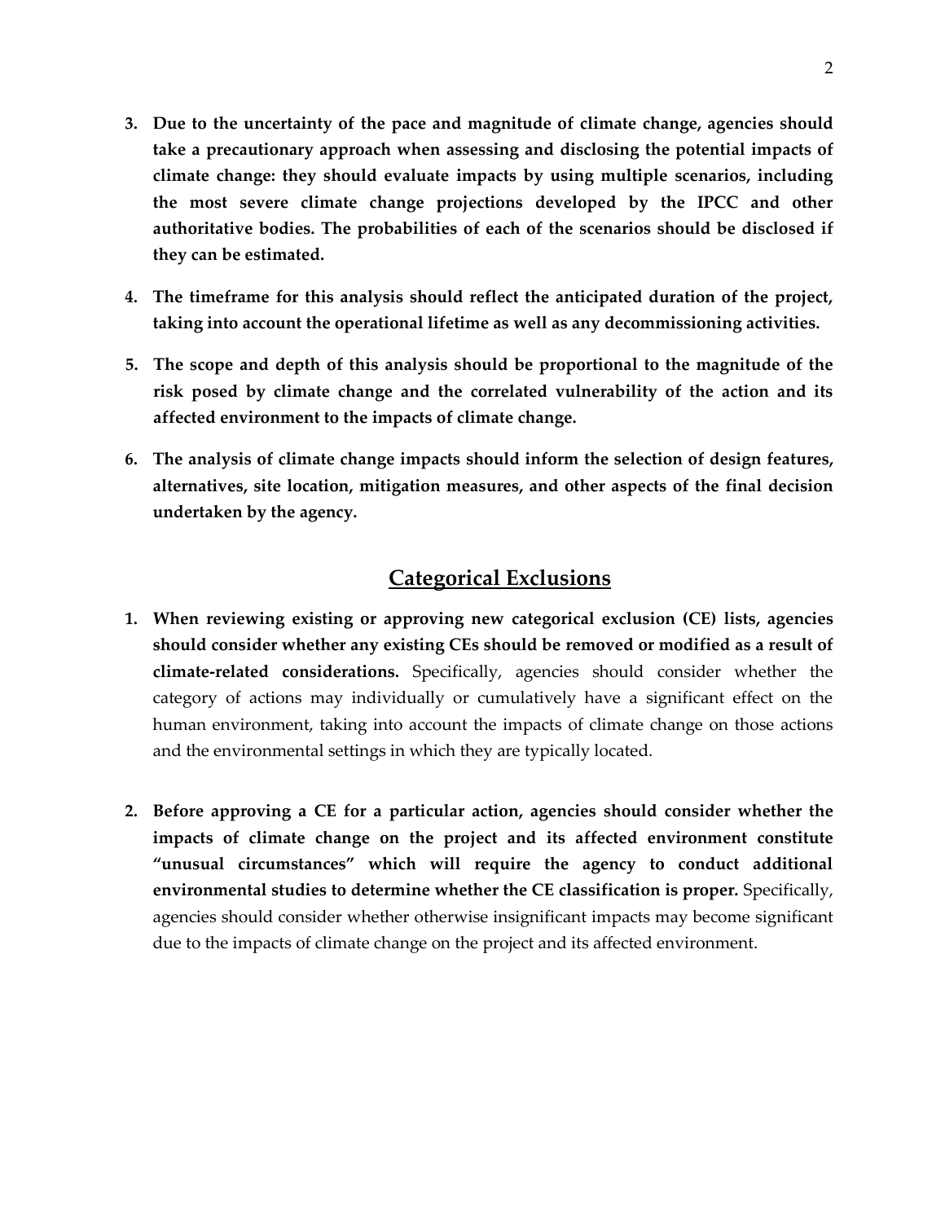3. **Due to the uncertainty of the pace and magnitude of climate change, agencies should take a precautionary approach when assessing and disclosing the potential impacts of climate change: they should evaluate impacts by using multiple scenarios, including the most severe climate change projections developed by the IPCC and other authoritative bodies. The probabilities of each of the scenarios should be disclosed if they can be estimated.**

4. **The timeframe for this analysis should reflect the anticipated duration of the project, taking into account the operational lifetime as well as any decommissioning activities.**

5. **The scope and depth of this analysis should be proportional to the magnitude of the risk posed by climate change and the correlated vulnerability of the action and its affected environment to the impacts of climate change.**

6. **The analysis of climate change impacts should inform the selection of design features, alternatives, site location, mitigation measures, and other aspects of the final decision undertaken by the agency.**

## Categorical Exclusions

1. **When reviewing existing or approving new categorical exclusion (CE) lists, agencies should consider whether any existing CEs should be removed or modified as a result of climate-related considerations.** Specifically, agencies should consider whether the category of actions may individually or cumulatively have a significant effect on the human environment, taking into account the impacts of climate change on those actions and the environmental settings in which they are typically located.

2. **Before approving a CE for a particular action, agencies should consider whether the impacts of climate change on the project and its affected environment constitute "unusual circumstances" which will require the agency to conduct additional environmental studies to determine whether the CE classification is proper.** Specifically, agencies should consider whether otherwise insignificant impacts may become significant due to the impacts of climate change on the project and its affected environment.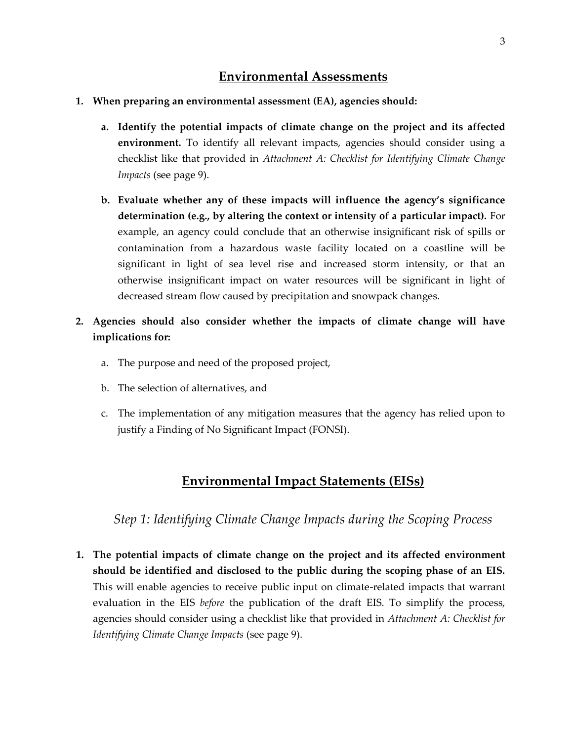## Environmental Assessments

1. **When preparing an environmental assessment (EA), agencies should:**

   a. **Identify the potential impacts of climate change on the project and its affected environment.** To identify all relevant impacts, agencies should consider using a checklist like that provided in *Attachment A: Checklist for Identifying Climate Change Impacts* (see page 9).

   b. **Evaluate whether any of these impacts will influence the agency's significance determination (e.g., by altering the context or intensity of a particular impact).** For example, an agency could conclude that an otherwise insignificant risk of spills or contamination from a hazardous waste facility located on a coastline will be significant in light of sea level rise and increased storm intensity, or that an otherwise insignificant impact on water resources will be significant in light of decreased stream flow caused by precipitation and snowpack changes.

2. **Agencies should also consider whether the impacts of climate change will have implications for:**

   a. The purpose and need of the proposed project,

   b. The selection of alternatives, and

   c. The implementation of any mitigation measures that the agency has relied upon to justify a Finding of No Significant Impact (FONSI).

## Environmental Impact Statements (EISs)

### *Step 1: Identifying Climate Change Impacts during the Scoping Process*

1. **The potential impacts of climate change on the project and its affected environment should be identified and disclosed to the public during the scoping phase of an EIS.** This will enable agencies to receive public input on climate-related impacts that warrant evaluation in the EIS *before* the publication of the draft EIS. To simplify the process, agencies should consider using a checklist like that provided in *Attachment A: Checklist for Identifying Climate Change Impacts* (see page 9).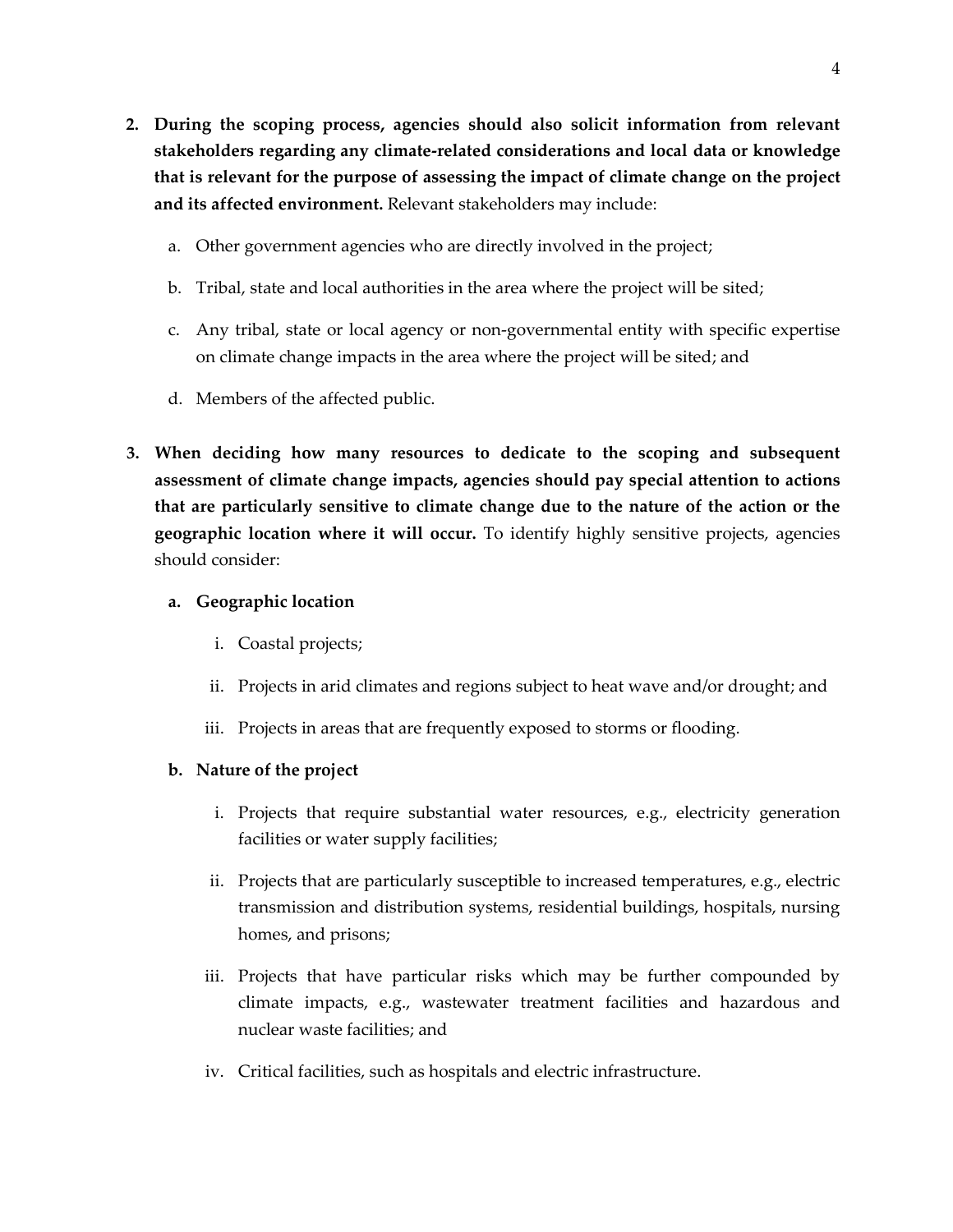2. **During the scoping process, agencies should also solicit information from relevant stakeholders regarding any climate-related considerations and local data or knowledge that is relevant for the purpose of assessing the impact of climate change on the project and its affected environment.** Relevant stakeholders may include:

    a. Other government agencies who are directly involved in the project;

    b. Tribal, state and local authorities in the area where the project will be sited;

    c. Any tribal, state or local agency or non-governmental entity with specific expertise on climate change impacts in the area where the project will be sited; and

    d. Members of the affected public.

3. **When deciding how many resources to dedicate to the scoping and subsequent assessment of climate change impacts, agencies should pay special attention to actions that are particularly sensitive to climate change due to the nature of the action or the geographic location where it will occur.** To identify highly sensitive projects, agencies should consider:

    **a. Geographic location**

    i. Coastal projects;

    ii. Projects in arid climates and regions subject to heat wave and/or drought; and

    iii. Projects in areas that are frequently exposed to storms or flooding.

    **b. Nature of the project**

    i. Projects that require substantial water resources, e.g., electricity generation facilities or water supply facilities;

    ii. Projects that are particularly susceptible to increased temperatures, e.g., electric transmission and distribution systems, residential buildings, hospitals, nursing homes, and prisons;

    iii. Projects that have particular risks which may be further compounded by climate impacts, e.g., wastewater treatment facilities and hazardous and nuclear waste facilities; and

    iv. Critical facilities, such as hospitals and electric infrastructure.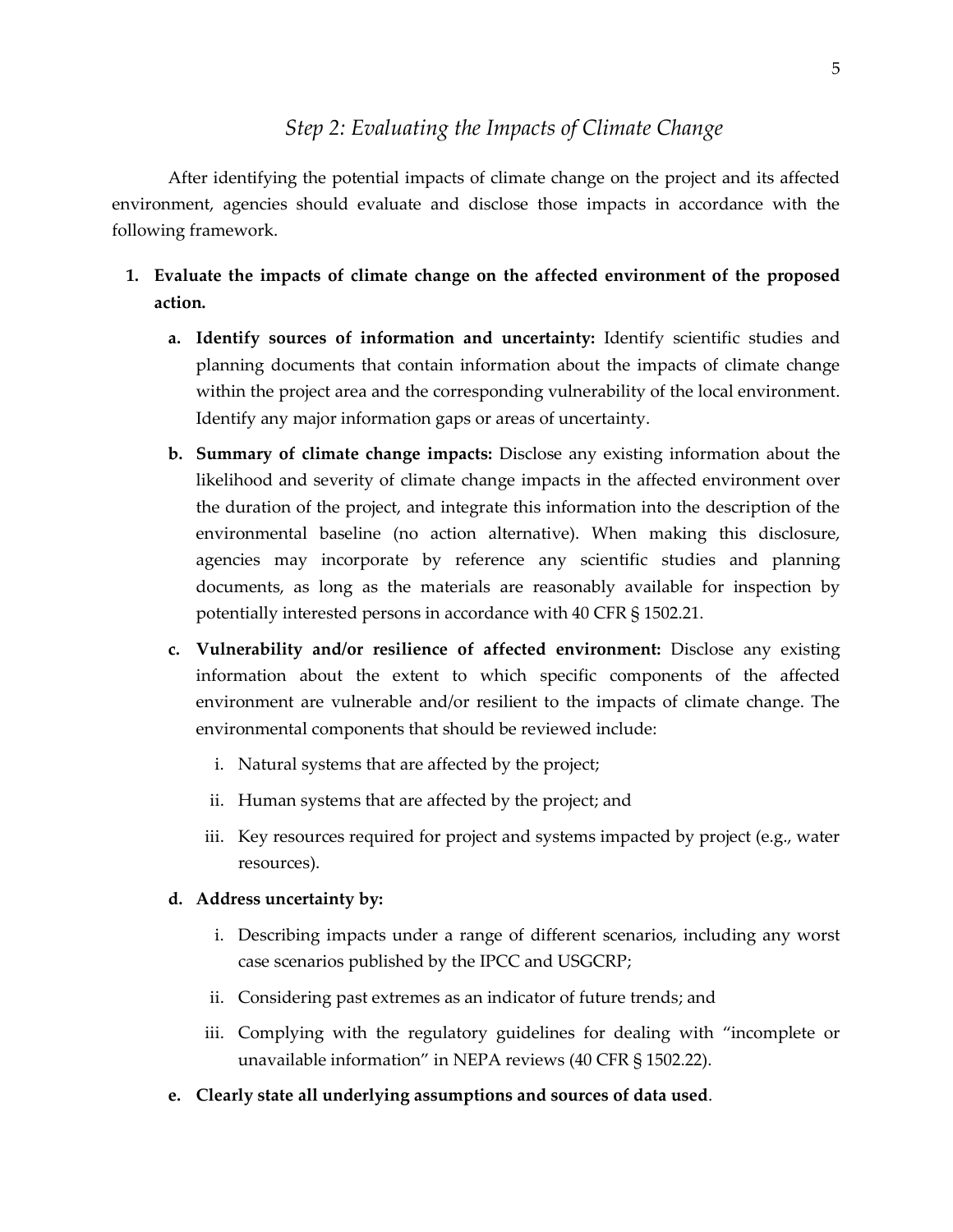## *Step 2: Evaluating the Impacts of Climate Change*

After identifying the potential impacts of climate change on the project and its affected environment, agencies should evaluate and disclose those impacts in accordance with the following framework.

1. **Evaluate the impacts of climate change on the affected environment of the proposed action.**

   a. **Identify sources of information and uncertainty:** Identify scientific studies and planning documents that contain information about the impacts of climate change within the project area and the corresponding vulnerability of the local environment. Identify any major information gaps or areas of uncertainty.

   b. **Summary of climate change impacts:** Disclose any existing information about the likelihood and severity of climate change impacts in the affected environment over the duration of the project, and integrate this information into the description of the environmental baseline (no action alternative). When making this disclosure, agencies may incorporate by reference any scientific studies and planning documents, as long as the materials are reasonably available for inspection by potentially interested persons in accordance with 40 CFR § 1502.21.

   c. **Vulnerability and/or resilience of affected environment:** Disclose any existing information about the extent to which specific components of the affected environment are vulnerable and/or resilient to the impacts of climate change. The environmental components that should be reviewed include:

      i. Natural systems that are affected by the project;

      ii. Human systems that are affected by the project; and

      iii. Key resources required for project and systems impacted by project (e.g., water resources).

   d. **Address uncertainty by:**

      i. Describing impacts under a range of different scenarios, including any worst case scenarios published by the IPCC and USGCRP;

      ii. Considering past extremes as an indicator of future trends; and

      iii. Complying with the regulatory guidelines for dealing with "incomplete or unavailable information" in NEPA reviews (40 CFR § 1502.22).

   e. **Clearly state all underlying assumptions and sources of data used**.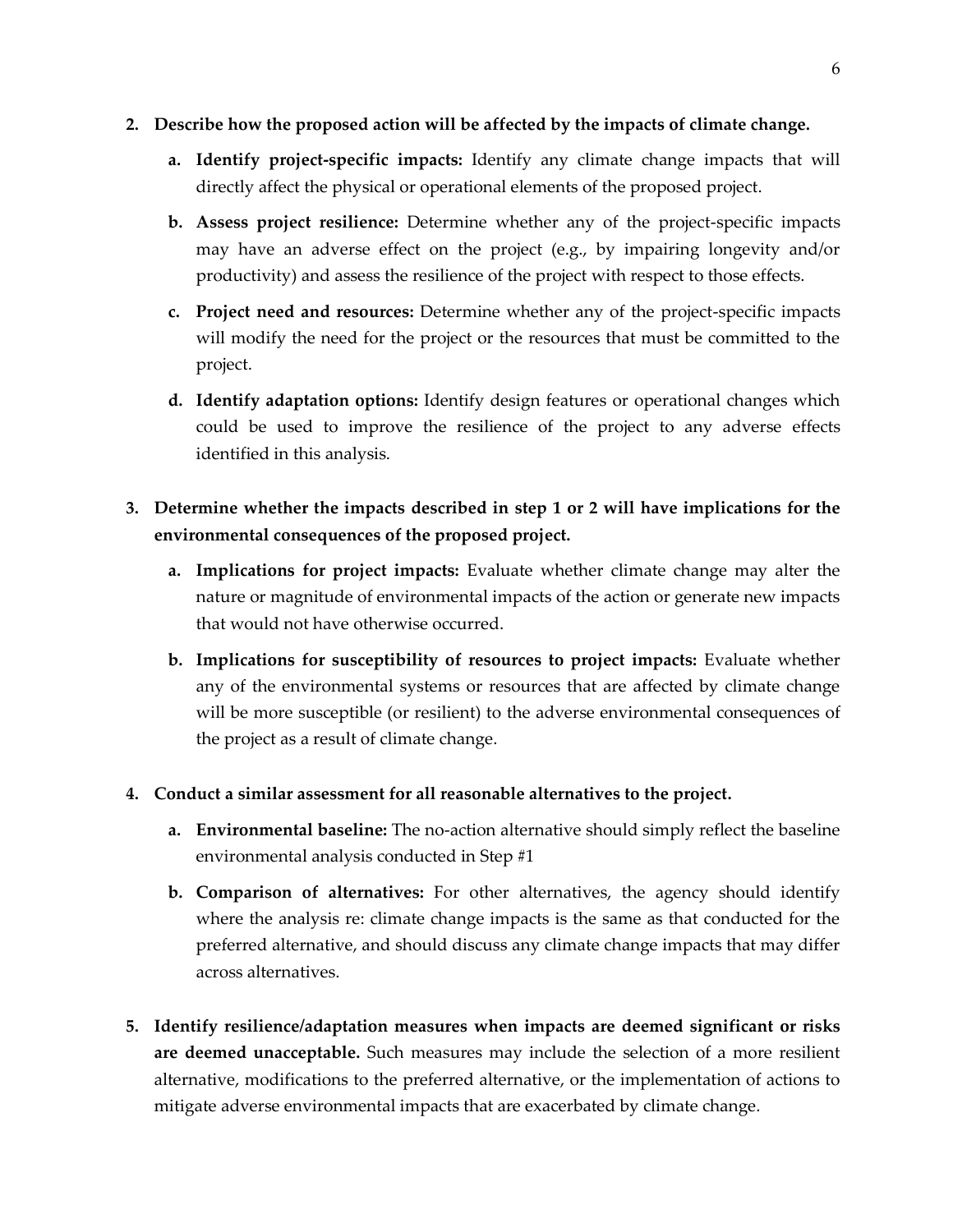2. **Describe how the proposed action will be affected by the impacts of climate change.**

    a. **Identify project-specific impacts:** Identify any climate change impacts that will directly affect the physical or operational elements of the proposed project.

    b. **Assess project resilience:** Determine whether any of the project-specific impacts may have an adverse effect on the project (e.g., by impairing longevity and/or productivity) and assess the resilience of the project with respect to those effects.

    c. **Project need and resources:** Determine whether any of the project-specific impacts will modify the need for the project or the resources that must be committed to the project.

    d. **Identify adaptation options:** Identify design features or operational changes which could be used to improve the resilience of the project to any adverse effects identified in this analysis.

3. **Determine whether the impacts described in step 1 or 2 will have implications for the environmental consequences of the proposed project.**

    a. **Implications for project impacts:** Evaluate whether climate change may alter the nature or magnitude of environmental impacts of the action or generate new impacts that would not have otherwise occurred.

    b. **Implications for susceptibility of resources to project impacts:** Evaluate whether any of the environmental systems or resources that are affected by climate change will be more susceptible (or resilient) to the adverse environmental consequences of the project as a result of climate change.

4. **Conduct a similar assessment for all reasonable alternatives to the project.**

    a. **Environmental baseline:** The no-action alternative should simply reflect the baseline environmental analysis conducted in Step #1

    b. **Comparison of alternatives:** For other alternatives, the agency should identify where the analysis re: climate change impacts is the same as that conducted for the preferred alternative, and should discuss any climate change impacts that may differ across alternatives.

5. **Identify resilience/adaptation measures when impacts are deemed significant or risks are deemed unacceptable.** Such measures may include the selection of a more resilient alternative, modifications to the preferred alternative, or the implementation of actions to mitigate adverse environmental impacts that are exacerbated by climate change.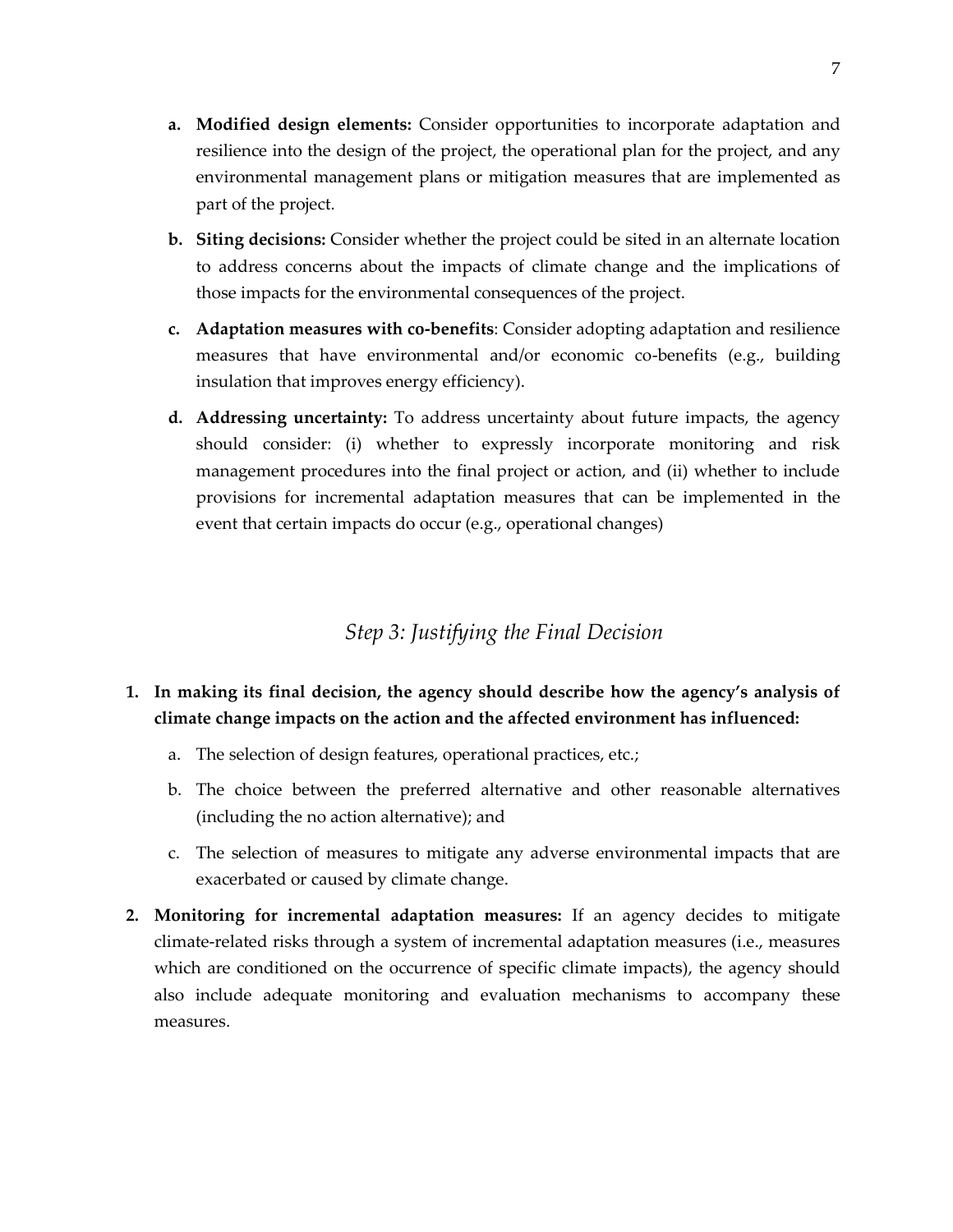a. **Modified design elements:** Consider opportunities to incorporate adaptation and resilience into the design of the project, the operational plan for the project, and any environmental management plans or mitigation measures that are implemented as part of the project.

b. **Siting decisions:** Consider whether the project could be sited in an alternate location to address concerns about the impacts of climate change and the implications of those impacts for the environmental consequences of the project.

c. **Adaptation measures with co-benefits**: Consider adopting adaptation and resilience measures that have environmental and/or economic co-benefits (e.g., building insulation that improves energy efficiency).

d. **Addressing uncertainty:** To address uncertainty about future impacts, the agency should consider: (i) whether to expressly incorporate monitoring and risk management procedures into the final project or action, and (ii) whether to include provisions for incremental adaptation measures that can be implemented in the event that certain impacts do occur (e.g., operational changes)

## *Step 3: Justifying the Final Decision*

1. **In making its final decision, the agency should describe how the agency's analysis of climate change impacts on the action and the affected environment has influenced:**

   a. The selection of design features, operational practices, etc.;

   b. The choice between the preferred alternative and other reasonable alternatives (including the no action alternative); and

   c. The selection of measures to mitigate any adverse environmental impacts that are exacerbated or caused by climate change.

2. **Monitoring for incremental adaptation measures:** If an agency decides to mitigate climate-related risks through a system of incremental adaptation measures (i.e., measures which are conditioned on the occurrence of specific climate impacts), the agency should also include adequate monitoring and evaluation mechanisms to accompany these measures.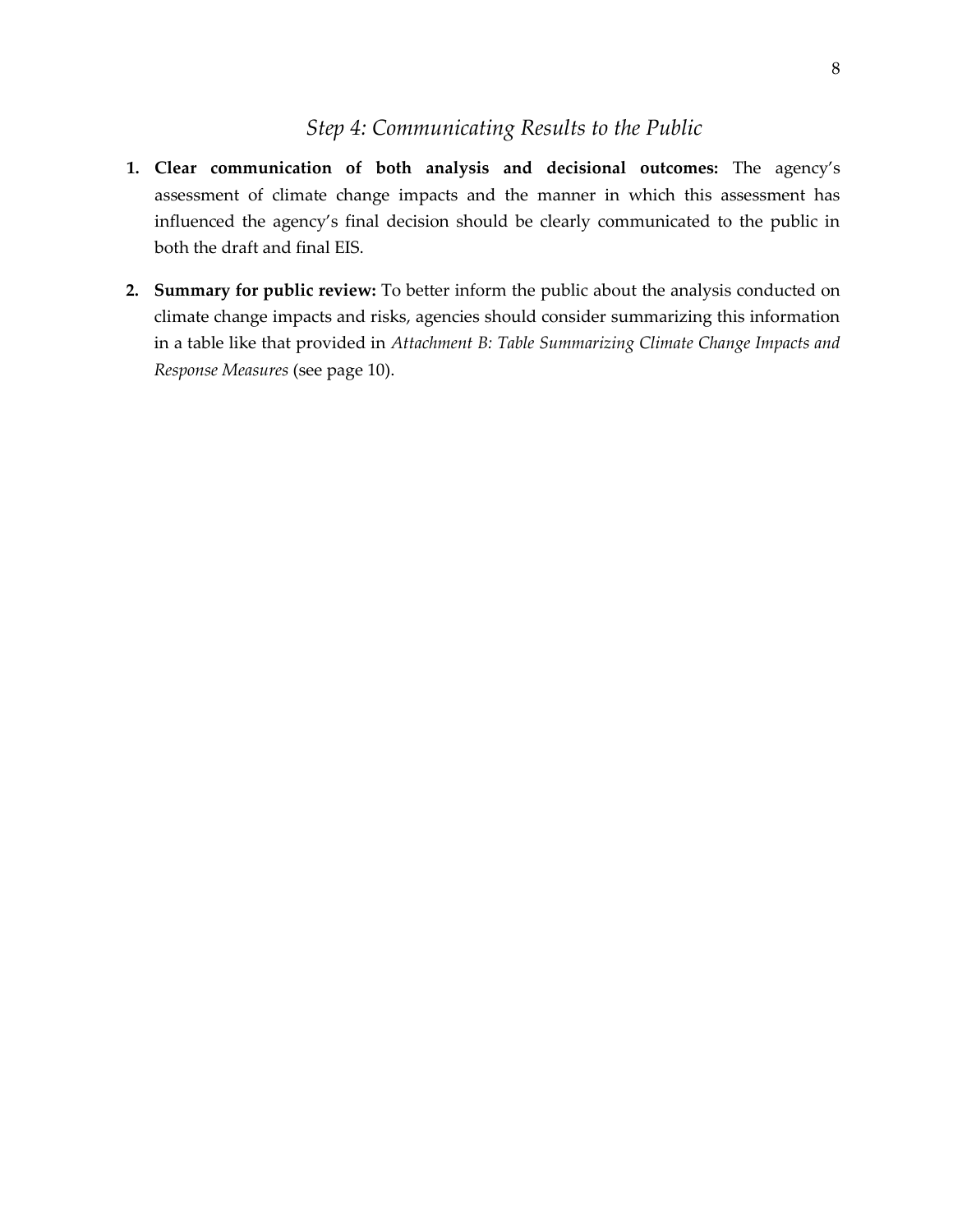## *Step 4: Communicating Results to the Public*

1. **Clear communication of both analysis and decisional outcomes:** The agency's assessment of climate change impacts and the manner in which this assessment has influenced the agency's final decision should be clearly communicated to the public in both the draft and final EIS.

2. **Summary for public review:** To better inform the public about the analysis conducted on climate change impacts and risks, agencies should consider summarizing this information in a table like that provided in *Attachment B: Table Summarizing Climate Change Impacts and Response Measures* (see page 10).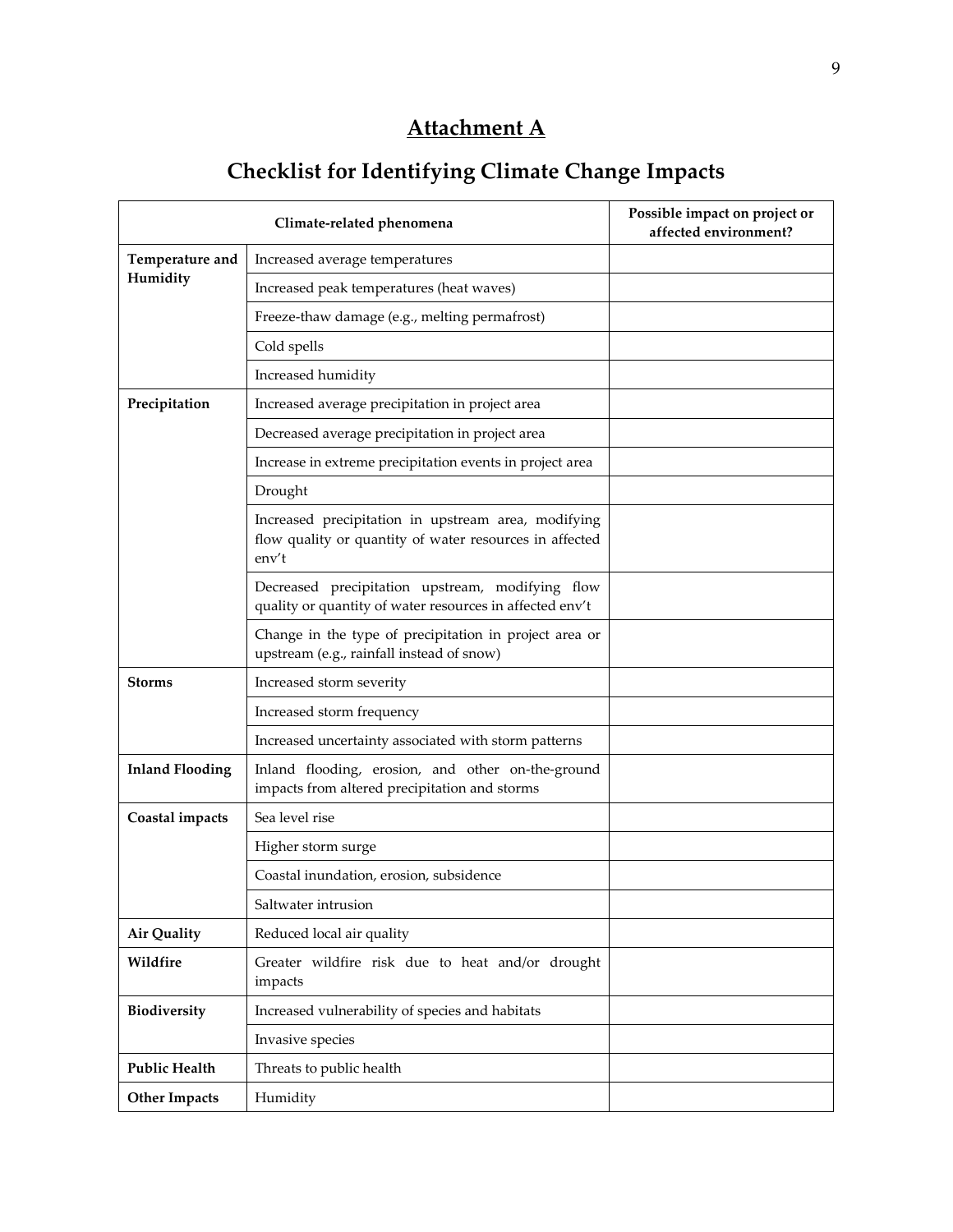# Attachment A

## Checklist for Identifying Climate Change Impacts

| Climate-related phenomena | | Possible impact on project or affected environment? |
|---|---|---|
| **Temperature and Humidity** | Increased average temperatures | |
| | Increased peak temperatures (heat waves) | |
| | Freeze-thaw damage (e.g., melting permafrost) | |
| | Cold spells | |
| | Increased humidity | |
| **Precipitation** | Increased average precipitation in project area | |
| | Decreased average precipitation in project area | |
| | Increase in extreme precipitation events in project area | |
| | Drought | |
| | Increased precipitation in upstream area, modifying flow quality or quantity of water resources in affected env't | |
| | Decreased precipitation upstream, modifying flow quality or quantity of water resources in affected env't | |
| | Change in the type of precipitation in project area or upstream (e.g., rainfall instead of snow) | |
| **Storms** | Increased storm severity | |
| | Increased storm frequency | |
| | Increased uncertainty associated with storm patterns | |
| **Inland Flooding** | Inland flooding, erosion, and other on-the-ground impacts from altered precipitation and storms | |
| **Coastal impacts** | Sea level rise | |
| | Higher storm surge | |
| | Coastal inundation, erosion, subsidence | |
| | Saltwater intrusion | |
| **Air Quality** | Reduced local air quality | |
| **Wildfire** | Greater wildfire risk due to heat and/or drought impacts | |
| **Biodiversity** | Increased vulnerability of species and habitats | |
| | Invasive species | |
| **Public Health** | Threats to public health | |
| **Other Impacts** | Humidity | |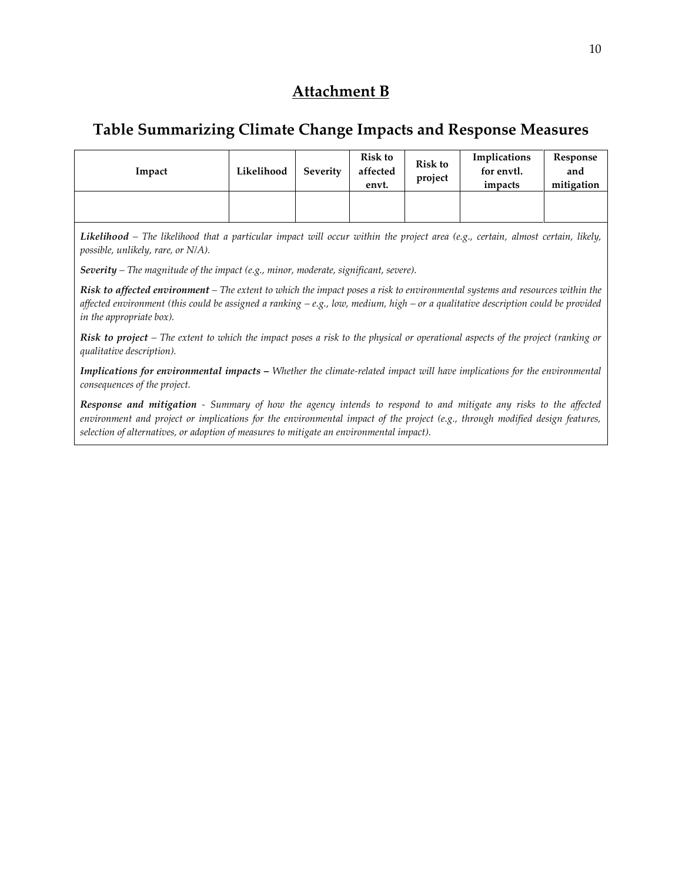# Attachment B

## Table Summarizing Climate Change Impacts and Response Measures

| Impact | Likelihood | Severity | Risk to affected envt. | Risk to project | Implications for envtl. impacts | Response and mitigation |
|---|---|---|---|---|---|---|
| | | | | | | |

***Likelihood*** *– The likelihood that a particular impact will occur within the project area (e.g., certain, almost certain, likely, possible, unlikely, rare, or N/A).*

***Severity*** *– The magnitude of the impact (e.g., minor, moderate, significant, severe).*

***Risk to affected environment*** *– The extent to which the impact poses a risk to environmental systems and resources within the affected environment (this could be assigned a ranking – e.g., low, medium, high – or a qualitative description could be provided in the appropriate box).*

***Risk to project*** *– The extent to which the impact poses a risk to the physical or operational aspects of the project (ranking or qualitative description).*

***Implications for environmental impacts –*** *Whether the climate-related impact will have implications for the environmental consequences of the project.*

***Response and mitigation*** *- Summary of how the agency intends to respond to and mitigate any risks to the affected environment and project or implications for the environmental impact of the project (e.g., through modified design features, selection of alternatives, or adoption of measures to mitigate an environmental impact).*